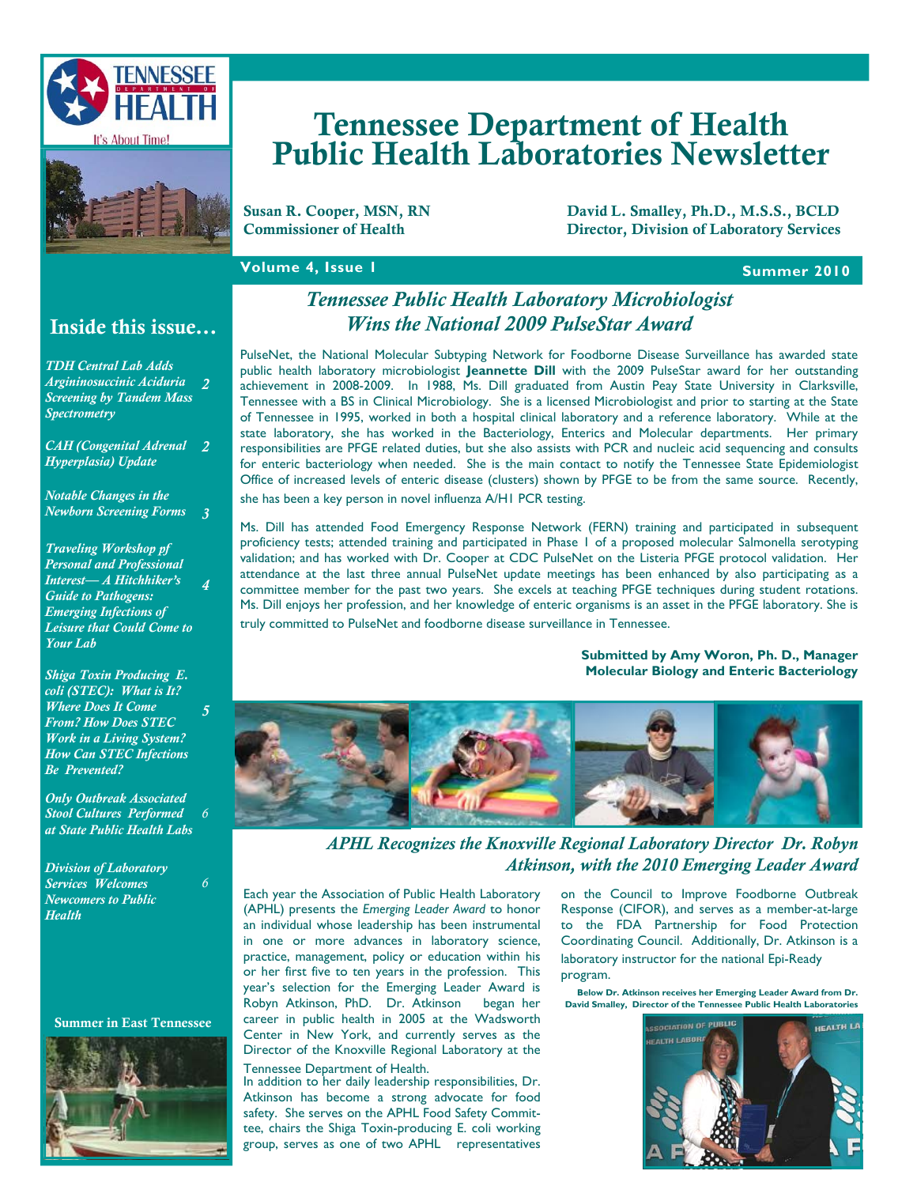# Tennessee Department of Health Public Health Laboratories Newsletter

**Susan R. Cooper, MSN, RN**
**Commissioner of Health**

**David L. Smalley, Ph.D., M.S.S., BCLD**
**Director, Division of Laboratory Services**

**Volume 4, Issue 1** — **Summer 2010**

## Inside this issue…

| | |
|---|---|
| *TDH Central Lab Adds Argininosuccinic Aciduria Screening by Tandem Mass Spectrometry* | 2 |
| *CAH (Congenital Adrenal Hyperplasia) Update* | 2 |
| *Notable Changes in the Newborn Screening Forms* | 3 |
| *Traveling Workshop pf Personal and Professional Interest— A Hitchhiker's Guide to Pathogens: Emerging Infections of Leisure that Could Come to Your Lab* | 4 |
| *Shiga Toxin Producing E. coli (STEC): What is It? Where Does It Come From? How Does STEC Work in a Living System? How Can STEC Infections Be Prevented?* | 5 |
| *Only Outbreak Associated Stool Cultures Performed at State Public Health Labs* | 6 |
| *Division of Laboratory Services Welcomes Newcomers to Public Health* | 6 |

**Summer in East Tennessee**

## *Tennessee Public Health Laboratory Microbiologist Wins the National 2009 PulseStar Award*

PulseNet, the National Molecular Subtyping Network for Foodborne Disease Surveillance has awarded state public health laboratory microbiologist **Jeannette Dill** with the 2009 PulseStar award for her outstanding achievement in 2008-2009. In 1988, Ms. Dill graduated from Austin Peay State University in Clarksville, Tennessee with a BS in Clinical Microbiology. She is a licensed Microbiologist and prior to starting at the State of Tennessee in 1995, worked in both a hospital clinical laboratory and a reference laboratory. While at the state laboratory, she has worked in the Bacteriology, Enterics and Molecular departments. Her primary responsibilities are PFGE related duties, but she also assists with PCR and nucleic acid sequencing and consults for enteric bacteriology when needed. She is the main contact to notify the Tennessee State Epidemiologist Office of increased levels of enteric disease (clusters) shown by PFGE to be from the same source. Recently, she has been a key person in novel influenza A/H1 PCR testing.

Ms. Dill has attended Food Emergency Response Network (FERN) training and participated in subsequent proficiency tests; attended training and participated in Phase 1 of a proposed molecular Salmonella serotyping validation; and has worked with Dr. Cooper at CDC PulseNet on the Listeria PFGE protocol validation. Her attendance at the last three annual PulseNet update meetings has been enhanced by also participating as a committee member for the past two years. She excels at teaching PFGE techniques during student rotations. Ms. Dill enjoys her profession, and her knowledge of enteric organisms is an asset in the PFGE laboratory. She is truly committed to PulseNet and foodborne disease surveillance in Tennessee.

**Submitted by Amy Woron, Ph. D., Manager**
**Molecular Biology and Enteric Bacteriology**

## *APHL Recognizes the Knoxville Regional Laboratory Director Dr. Robyn Atkinson, with the 2010 Emerging Leader Award*

Each year the Association of Public Health Laboratory (APHL) presents the *Emerging Leader Award* to honor an individual whose leadership has been instrumental in one or more advances in laboratory science, practice, management, policy or education within his or her first five to ten years in the profession. This year's selection for the Emerging Leader Award is Robyn Atkinson, PhD. Dr. Atkinson began her career in public health in 2005 at the Wadsworth Center in New York, and currently serves as the Director of the Knoxville Regional Laboratory at the Tennessee Department of Health.

In addition to her daily leadership responsibilities, Dr. Atkinson has become a strong advocate for food safety. She serves on the APHL Food Safety Committee, chairs the Shiga Toxin-producing E. coli working group, serves as one of two APHL representatives on the Council to Improve Foodborne Outbreak Response (CIFOR), and serves as a member-at-large to the FDA Partnership for Food Protection Coordinating Council. Additionally, Dr. Atkinson is a laboratory instructor for the national Epi-Ready program.

**Below Dr. Atkinson receives her Emerging Leader Award from Dr. David Smalley, Director of the Tennessee Public Health Laboratories**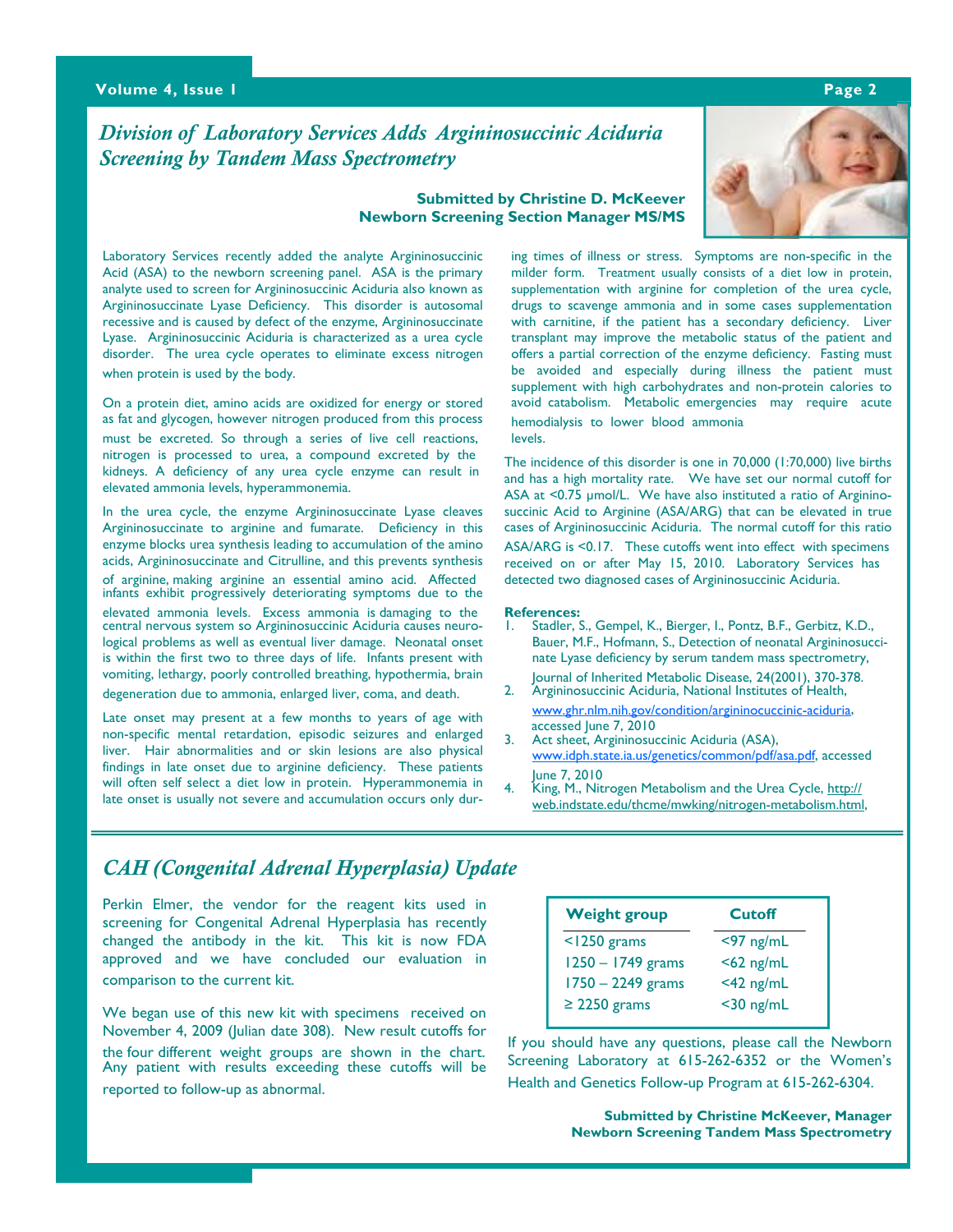## *Division of Laboratory Services Adds Argininosuccinic Aciduria Screening by Tandem Mass Spectrometry*

**Submitted by Christine D. McKeever**
**Newborn Screening Section Manager MS/MS**

Laboratory Services recently added the analyte Argininosuccinic Acid (ASA) to the newborn screening panel. ASA is the primary analyte used to screen for Argininosuccinic Aciduria also known as Argininosuccinate Lyase Deficiency. This disorder is autosomal recessive and is caused by defect of the enzyme, Argininosuccinate Lyase. Argininosuccinic Aciduria is characterized as a urea cycle disorder. The urea cycle operates to eliminate excess nitrogen when protein is used by the body.

On a protein diet, amino acids are oxidized for energy or stored as fat and glycogen, however nitrogen produced from this process must be excreted. So through a series of live cell reactions, nitrogen is processed to urea, a compound excreted by the kidneys. A deficiency of any urea cycle enzyme can result in elevated ammonia levels, hyperammonemia.

In the urea cycle, the enzyme Argininosuccinate Lyase cleaves Argininosuccinate to arginine and fumarate. Deficiency in this enzyme blocks urea synthesis leading to accumulation of the amino acids, Argininosuccinate and Citrulline, and this prevents synthesis of arginine, making arginine an essential amino acid. Affected infants exhibit progressively deteriorating symptoms due to the elevated ammonia levels. Excess ammonia is damaging to the central nervous system so Argininosuccinic Aciduria causes neurological problems as well as eventual liver damage. Neonatal onset is within the first two to three days of life. Infants present with vomiting, lethargy, poorly controlled breathing, hypothermia, brain degeneration due to ammonia, enlarged liver, coma, and death.

Late onset may present at a few months to years of age with non-specific mental retardation, episodic seizures and enlarged liver. Hair abnormalities and or skin lesions are also physical findings in late onset due to arginine deficiency. These patients will often self select a diet low in protein. Hyperammonemia in late onset is usually not severe and accumulation occurs only during times of illness or stress. Symptoms are non-specific in the milder form. Treatment usually consists of a diet low in protein, supplementation with arginine for completion of the urea cycle, drugs to scavenge ammonia and in some cases supplementation with carnitine, if the patient has a secondary deficiency. Liver transplant may improve the metabolic status of the patient and offers a partial correction of the enzyme deficiency. Fasting must be avoided and especially during illness the patient must supplement with high carbohydrates and non-protein calories to avoid catabolism. Metabolic emergencies may require acute hemodialysis to lower blood ammonia levels.

The incidence of this disorder is one in 70,000 (1:70,000) live births and has a high mortality rate. We have set our normal cutoff for ASA at <0.75 µmol/L. We have also instituted a ratio of Argininosuccinic Acid to Arginine (ASA/ARG) that can be elevated in true cases of Argininosuccinic Aciduria. The normal cutoff for this ratio ASA/ARG is <0.17. These cutoffs went into effect with specimens received on or after May 15, 2010. Laboratory Services has detected two diagnosed cases of Argininosuccinic Aciduria.

**References:**

1. Stadler, S., Gempel, K., Bierger, I., Pontz, B.F., Gerbitz, K.D., Bauer, M.F., Hofmann, S., Detection of neonatal Argininosuccinate Lyase deficiency by serum tandem mass spectrometry, Journal of Inherited Metabolic Disease, 24(2001), 370-378.
2. Argininosuccinic Aciduria, National Institutes of Health, www.ghr.nlm.nih.gov/condition/argininocuccinic-aciduria, accessed June 7, 2010
3. Act sheet, Argininosuccinic Aciduria (ASA), www.idph.state.ia.us/genetics/common/pdf/asa.pdf, accessed June 7, 2010
4. King, M., Nitrogen Metabolism and the Urea Cycle, http://web.indstate.edu/thcme/mwking/nitrogen-metabolism.html,

## *CAH (Congenital Adrenal Hyperplasia) Update*

Perkin Elmer, the vendor for the reagent kits used in screening for Congenital Adrenal Hyperplasia has recently changed the antibody in the kit. This kit is now FDA approved and we have concluded our evaluation in comparison to the current kit.

We began use of this new kit with specimens received on November 4, 2009 (Julian date 308). New result cutoffs for the four different weight groups are shown in the chart. Any patient with results exceeding these cutoffs will be reported to follow-up as abnormal.

| Weight group | Cutoff |
|---|---|
| <1250 grams | <97 ng/mL |
| 1250 – 1749 grams | <62 ng/mL |
| 1750 – 2249 grams | <42 ng/mL |
| ≥ 2250 grams | <30 ng/mL |

If you should have any questions, please call the Newborn Screening Laboratory at 615-262-6352 or the Women's Health and Genetics Follow-up Program at 615-262-6304.

**Submitted by Christine McKeever, Manager**
**Newborn Screening Tandem Mass Spectrometry**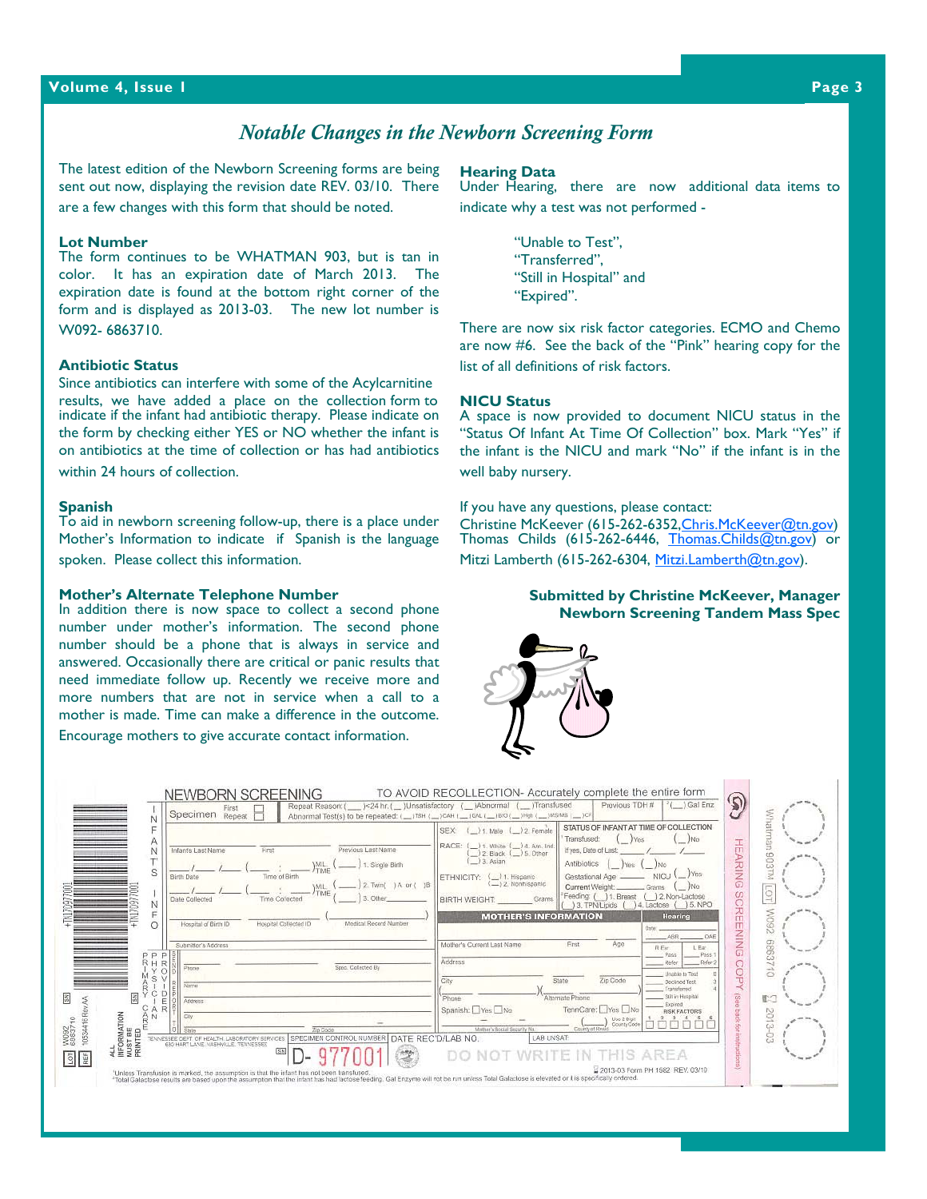## *Notable Changes in the Newborn Screening Form*

The latest edition of the Newborn Screening forms are being sent out now, displaying the revision date REV. 03/10. There are a few changes with this form that should be noted.

### Lot Number

The form continues to be WHATMAN 903, but is tan in color. It has an expiration date of March 2013. The expiration date is found at the bottom right corner of the form and is displayed as 2013-03. The new lot number is W092- 6863710.

### Antibiotic Status

Since antibiotics can interfere with some of the Acylcarnitine results, we have added a place on the collection form to indicate if the infant had antibiotic therapy. Please indicate on the form by checking either YES or NO whether the infant is on antibiotics at the time of collection or has had antibiotics within 24 hours of collection.

### Spanish

To aid in newborn screening follow-up, there is a place under Mother's Information to indicate if Spanish is the language spoken. Please collect this information.

### Mother's Alternate Telephone Number

In addition there is now space to collect a second phone number under mother's information. The second phone number should be a phone that is always in service and answered. Occasionally there are critical or panic results that need immediate follow up. Recently we receive more and more numbers that are not in service when a call to a mother is made. Time can make a difference in the outcome. Encourage mothers to give accurate contact information.

### Hearing Data

Under Hearing, there are now additional data items to indicate why a test was not performed -

> "Unable to Test",
> "Transferred",
> "Still in Hospital" and
> "Expired".

There are now six risk factor categories. ECMO and Chemo are now #6. See the back of the "Pink" hearing copy for the list of all definitions of risk factors.

### NICU Status

A space is now provided to document NICU status in the "Status Of Infant At Time Of Collection" box. Mark "Yes" if the infant is the NICU and mark "No" if the infant is in the well baby nursery.

If you have any questions, please contact:
Christine McKeever (615-262-6352, Chris.McKeever@tn.gov)
Thomas Childs (615-262-6446, Thomas.Childs@tn.gov) or
Mitzi Lamberth (615-262-6304, Mitzi.Lamberth@tn.gov).

**Submitted by Christine McKeever, Manager**
**Newborn Screening Tandem Mass Spec**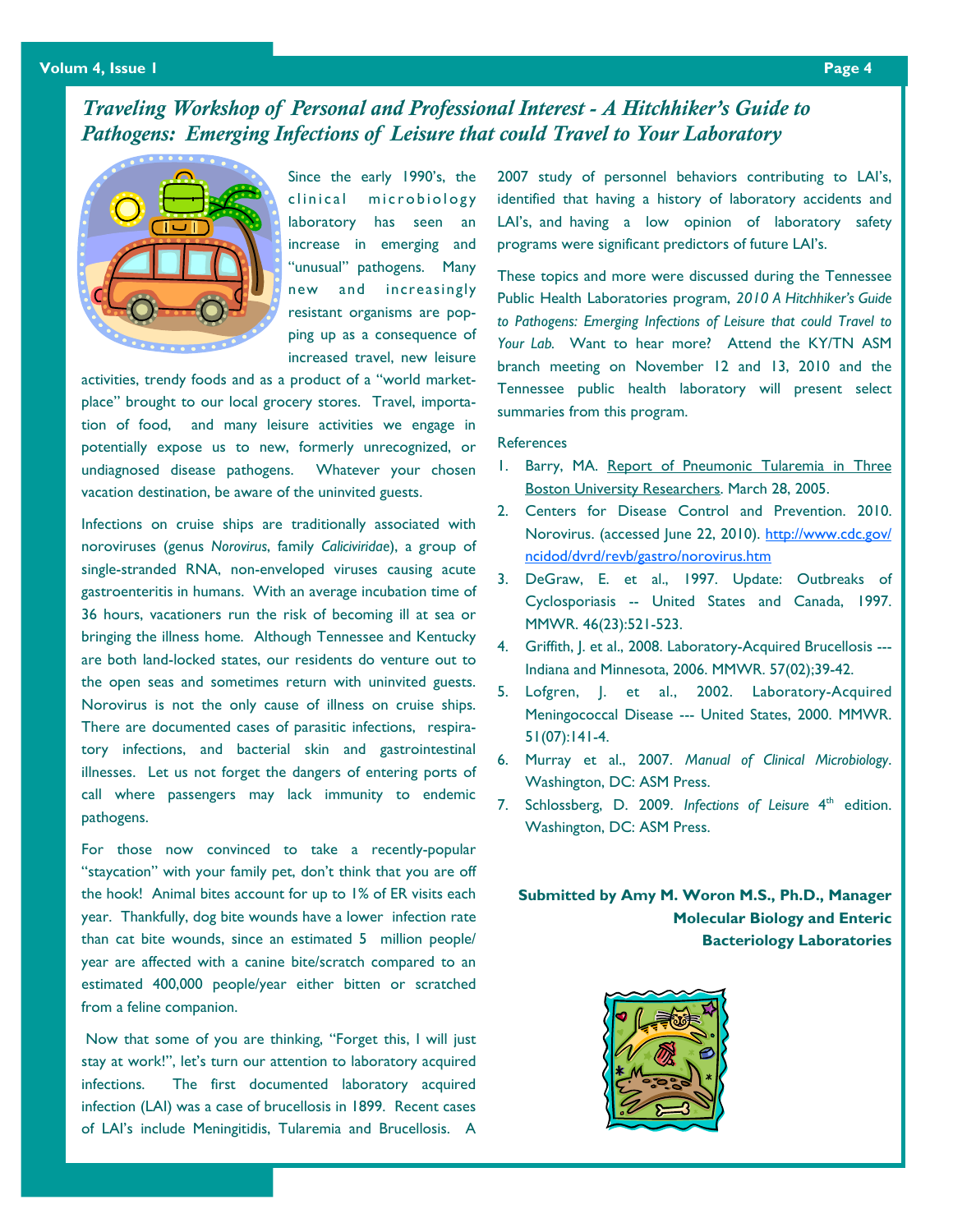# *Traveling Workshop of Personal and Professional Interest - A Hitchhiker's Guide to Pathogens: Emerging Infections of Leisure that could Travel to Your Laboratory*

Since the early 1990's, the clinical microbiology laboratory has seen an increase in emerging and "unusual" pathogens. Many new and increasingly resistant organisms are popping up as a consequence of increased travel, new leisure activities, trendy foods and as a product of a "world marketplace" brought to our local grocery stores. Travel, importation of food, and many leisure activities we engage in potentially expose us to new, formerly unrecognized, or undiagnosed disease pathogens. Whatever your chosen vacation destination, be aware of the uninvited guests.

Infections on cruise ships are traditionally associated with noroviruses (genus *Norovirus*, family *Caliciviridae*), a group of single-stranded RNA, non-enveloped viruses causing acute gastroenteritis in humans. With an average incubation time of 36 hours, vacationers run the risk of becoming ill at sea or bringing the illness home. Although Tennessee and Kentucky are both land-locked states, our residents do venture out to the open seas and sometimes return with uninvited guests. Norovirus is not the only cause of illness on cruise ships. There are documented cases of parasitic infections, respiratory infections, and bacterial skin and gastrointestinal illnesses. Let us not forget the dangers of entering ports of call where passengers may lack immunity to endemic pathogens.

For those now convinced to take a recently-popular "staycation" with your family pet, don't think that you are off the hook! Animal bites account for up to 1% of ER visits each year. Thankfully, dog bite wounds have a lower infection rate than cat bite wounds, since an estimated 5 million people/year are affected with a canine bite/scratch compared to an estimated 400,000 people/year either bitten or scratched from a feline companion.

Now that some of you are thinking, "Forget this, I will just stay at work!", let's turn our attention to laboratory acquired infections. The first documented laboratory acquired infection (LAI) was a case of brucellosis in 1899. Recent cases of LAI's include Meningitidis, Tularemia and Brucellosis. A 2007 study of personnel behaviors contributing to LAI's, identified that having a history of laboratory accidents and LAI's, and having a low opinion of laboratory safety programs were significant predictors of future LAI's.

These topics and more were discussed during the Tennessee Public Health Laboratories program, *2010 A Hitchhiker's Guide to Pathogens: Emerging Infections of Leisure that could Travel to Your Lab.* Want to hear more? Attend the KY/TN ASM branch meeting on November 12 and 13, 2010 and the Tennessee public health laboratory will present select summaries from this program.

References

1. Barry, MA. Report of Pneumonic Tularemia in Three Boston University Researchers. March 28, 2005.
2. Centers for Disease Control and Prevention. 2010. Norovirus. (accessed June 22, 2010). http://www.cdc.gov/ncidod/dvrd/revb/gastro/norovirus.htm
3. DeGraw, E. et al., 1997. Update: Outbreaks of Cyclosporiasis -- United States and Canada, 1997. MMWR. 46(23):521-523.
4. Griffith, J. et al., 2008. Laboratory-Acquired Brucellosis --- Indiana and Minnesota, 2006. MMWR. 57(02);39-42.
5. Lofgren, J. et al., 2002. Laboratory-Acquired Meningococcal Disease --- United States, 2000. MMWR. 51(07):141-4.
6. Murray et al., 2007. *Manual of Clinical Microbiology*. Washington, DC: ASM Press.
7. Schlossberg, D. 2009. *Infections of Leisure* 4th edition. Washington, DC: ASM Press.

**Submitted by Amy M. Woron M.S., Ph.D., Manager**
**Molecular Biology and Enteric Bacteriology Laboratories**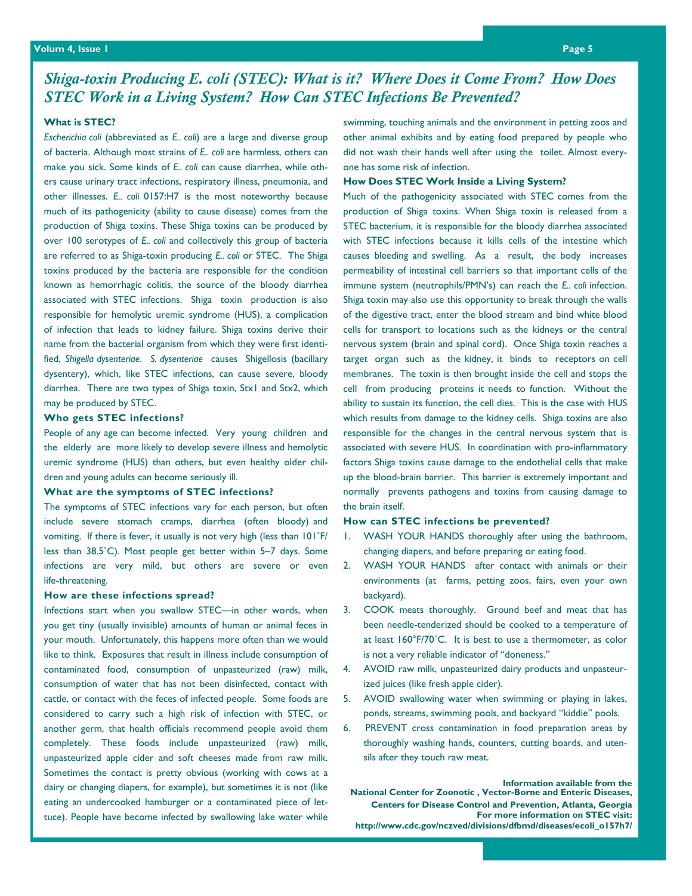# *Shiga-toxin Producing E. coli (STEC): What is it? Where Does it Come From? How Does STEC Work in a Living System? How Can STEC Infections Be Prevented?*

**What is STEC?**

*Escherichia coli* (abbreviated as *E.. coli*) are a large and diverse group of bacteria. Although most strains of *E.. coli* are harmless, others can make you sick. Some kinds of *E.. coli* can cause diarrhea, while others cause urinary tract infections, respiratory illness, pneumonia, and other illnesses. *E.. coli* 0157:H7 is the most noteworthy because much of its pathogenicity (ability to cause disease) comes from the production of Shiga toxins. These Shiga toxins can be produced by over 100 serotypes of *E.. coli* and collectively this group of bacteria are referred to as Shiga-toxin producing *E.. coli* or STEC. The Shiga toxins produced by the bacteria are responsible for the condition known as hemorrhagic colitis, the source of the bloody diarrhea associated with STEC infections. Shiga toxin production is also responsible for hemolytic uremic syndrome (HUS), a complication of infection that leads to kidney failure. Shiga toxins derive their name from the bacterial organism from which they were first identified, *Shigella dysenteriae*. *S. dysenteriae* causes Shigellosis (bacillary dysentery), which, like STEC infections, can cause severe, bloody diarrhea. There are two types of Shiga toxin, Stx1 and Stx2, which may be produced by STEC.

**Who gets STEC infections?**

People of any age can become infected. Very young children and the elderly are more likely to develop severe illness and hemolytic uremic syndrome (HUS) than others, but even healthy older children and young adults can become seriously ill.

**What are the symptoms of STEC infections?**

The symptoms of STEC infections vary for each person, but often include severe stomach cramps, diarrhea (often bloody) and vomiting. If there is fever, it usually is not very high (less than 101˚F/ less than 38.5˚C). Most people get better within 5–7 days. Some infections are very mild, but others are severe or even life-threatening.

**How are these infections spread?**

Infections start when you swallow STEC—in other words, when you get tiny (usually invisible) amounts of human or animal feces in your mouth. Unfortunately, this happens more often than we would like to think. Exposures that result in illness include consumption of contaminated food, consumption of unpasteurized (raw) milk, consumption of water that has not been disinfected, contact with cattle, or contact with the feces of infected people. Some foods are considered to carry such a high risk of infection with STEC, or another germ, that health officials recommend people avoid them completely. These foods include unpasteurized (raw) milk, unpasteurized apple cider and soft cheeses made from raw milk. Sometimes the contact is pretty obvious (working with cows at a dairy or changing diapers, for example), but sometimes it is not (like eating an undercooked hamburger or a contaminated piece of lettuce). People have become infected by swallowing lake water while swimming, touching animals and the environment in petting zoos and other animal exhibits and by eating food prepared by people who did not wash their hands well after using the toilet. Almost everyone has some risk of infection.

**How Does STEC Work Inside a Living System?**

Much of the pathogenicity associated with STEC comes from the production of Shiga toxins. When Shiga toxin is released from a STEC bacterium, it is responsible for the bloody diarrhea associated with STEC infections because it kills cells of the intestine which causes bleeding and swelling. As a result, the body increases permeability of intestinal cell barriers so that important cells of the immune system (neutrophils/PMN's) can reach the *E.. coli* infection. Shiga toxin may also use this opportunity to break through the walls of the digestive tract, enter the blood stream and bind white blood cells for transport to locations such as the kidneys or the central nervous system (brain and spinal cord). Once Shiga toxin reaches a target organ such as the kidney, it binds to receptors on cell membranes. The toxin is then brought inside the cell and stops the cell from producing proteins it needs to function. Without the ability to sustain its function, the cell dies. This is the case with HUS which results from damage to the kidney cells. Shiga toxins are also responsible for the changes in the central nervous system that is associated with severe HUS. In coordination with pro-inflammatory factors Shiga toxins cause damage to the endothelial cells that make up the blood-brain barrier. This barrier is extremely important and normally prevents pathogens and toxins from causing damage to the brain itself.

**How can STEC infections be prevented?**

1. WASH YOUR HANDS thoroughly after using the bathroom, changing diapers, and before preparing or eating food.
2. WASH YOUR HANDS after contact with animals or their environments (at farms, petting zoos, fairs, even your own backyard).
3. COOK meats thoroughly. Ground beef and meat that has been needle-tenderized should be cooked to a temperature of at least 160°F/70˚C. It is best to use a thermometer, as color is not a very reliable indicator of "doneness."
4. AVOID raw milk, unpasteurized dairy products and unpasteurized juices (like fresh apple cider).
5. AVOID swallowing water when swimming or playing in lakes, ponds, streams, swimming pools, and backyard "kiddie" pools.
6. PREVENT cross contamination in food preparation areas by thoroughly washing hands, counters, cutting boards, and utensils after they touch raw meat.

**Information available from the National Center for Zoonotic , Vector-Borne and Enteric Diseases, Centers for Disease Control and Prevention, Atlanta, Georgia**
**For more information on STEC visit: http://www.cdc.gov/nczved/divisions/dfbmd/diseases/ecoli_o157h7/**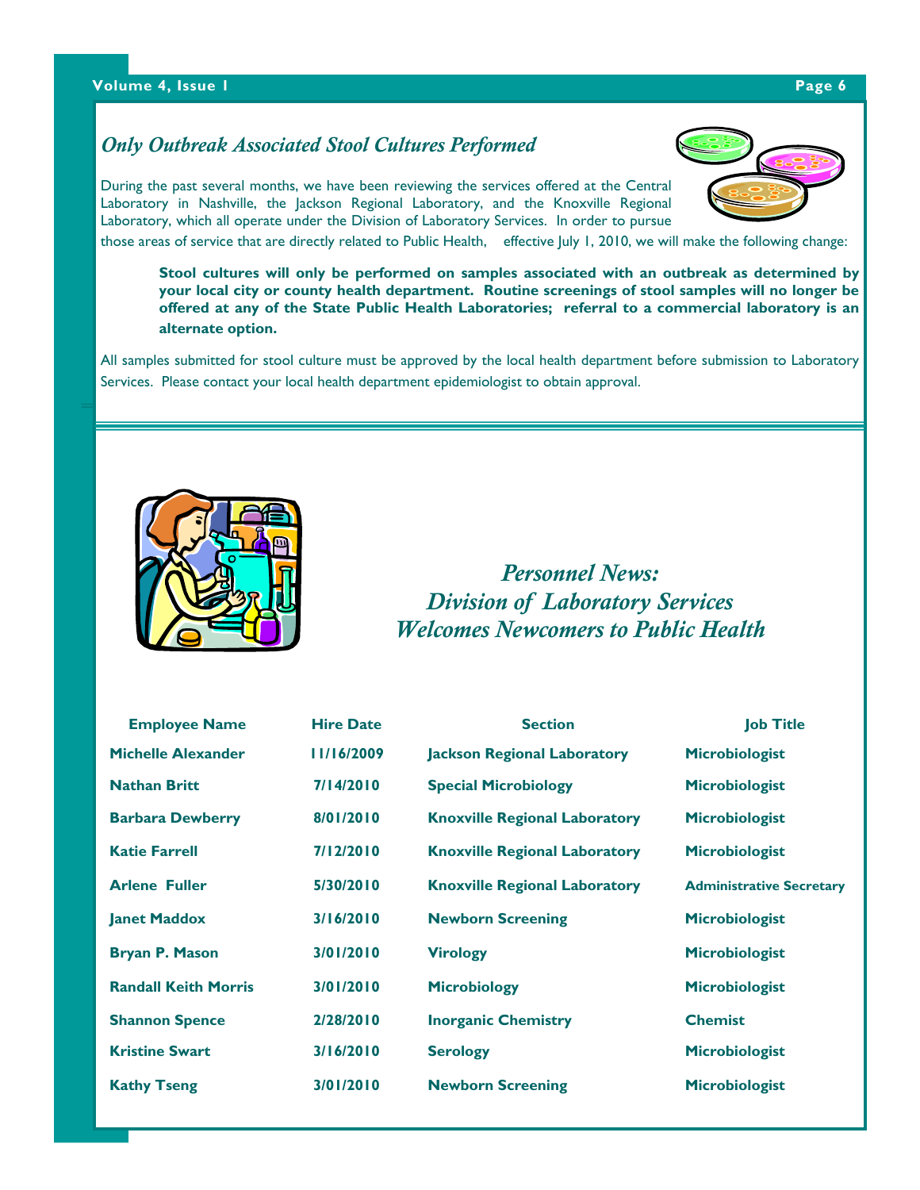## *Only Outbreak Associated Stool Cultures Performed*

During the past several months, we have been reviewing the services offered at the Central Laboratory in Nashville, the Jackson Regional Laboratory, and the Knoxville Regional Laboratory, which all operate under the Division of Laboratory Services. In order to pursue those areas of service that are directly related to Public Health, effective July 1, 2010, we will make the following change:

> **Stool cultures will only be performed on samples associated with an outbreak as determined by your local city or county health department. Routine screenings of stool samples will no longer be offered at any of the State Public Health Laboratories; referral to a commercial laboratory is an alternate option.**

All samples submitted for stool culture must be approved by the local health department before submission to Laboratory Services. Please contact your local health department epidemiologist to obtain approval.

## *Personnel News: Division of Laboratory Services Welcomes Newcomers to Public Health*

| Employee Name | Hire Date | Section | Job Title |
|---|---|---|---|
| Michelle Alexander | 11/16/2009 | Jackson Regional Laboratory | Microbiologist |
| Nathan Britt | 7/14/2010 | Special Microbiology | Microbiologist |
| Barbara Dewberry | 8/01/2010 | Knoxville Regional Laboratory | Microbiologist |
| Katie Farrell | 7/12/2010 | Knoxville Regional Laboratory | Microbiologist |
| Arlene Fuller | 5/30/2010 | Knoxville Regional Laboratory | Administrative Secretary |
| Janet Maddox | 3/16/2010 | Newborn Screening | Microbiologist |
| Bryan P. Mason | 3/01/2010 | Virology | Microbiologist |
| Randall Keith Morris | 3/01/2010 | Microbiology | Microbiologist |
| Shannon Spence | 2/28/2010 | Inorganic Chemistry | Chemist |
| Kristine Swart | 3/16/2010 | Serology | Microbiologist |
| Kathy Tseng | 3/01/2010 | Newborn Screening | Microbiologist |